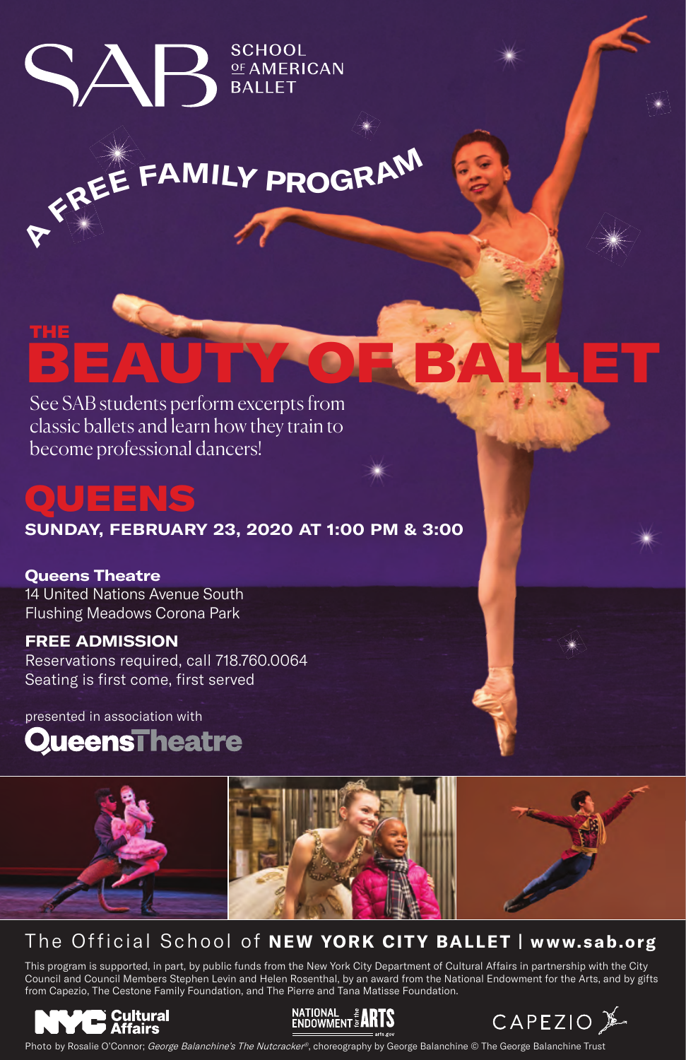# SAB SCHOOL OF AMERICAN BALLET

## A FREE FAMILY PROGRAM

# THE BEAUTY OF BALLET

See SAB students perform excerpts from classic ballets and learn how they train to become professional dancers!

## QUEENS

**SUNDAY, FEBRUARY 23, 2020 AT 1:00 PM & 3:00**

**Queens Theatre**
14 United Nations Avenue South
Flushing Meadows Corona Park

**FREE ADMISSION**
Reservations required, call 718.760.0064
Seating is first come, first served

presented in association with
**QueensTheatre**

The Official School of **NEW YORK CITY BALLET | www.sab.org**

This program is supported, in part, by public funds from the New York City Department of Cultural Affairs in partnership with the City Council and Council Members Stephen Levin and Helen Rosenthal, by an award from the National Endowment for the Arts, and by gifts from Capezio, The Cestone Family Foundation, and The Pierre and Tana Matisse Foundation.

NYC Cultural Affairs | NATIONAL ENDOWMENT for the ARTS arts.gov | CAPEZIO

Photo by Rosalie O'Connor; *George Balanchine's The Nutcracker*®, choreography by George Balanchine © The George Balanchine Trust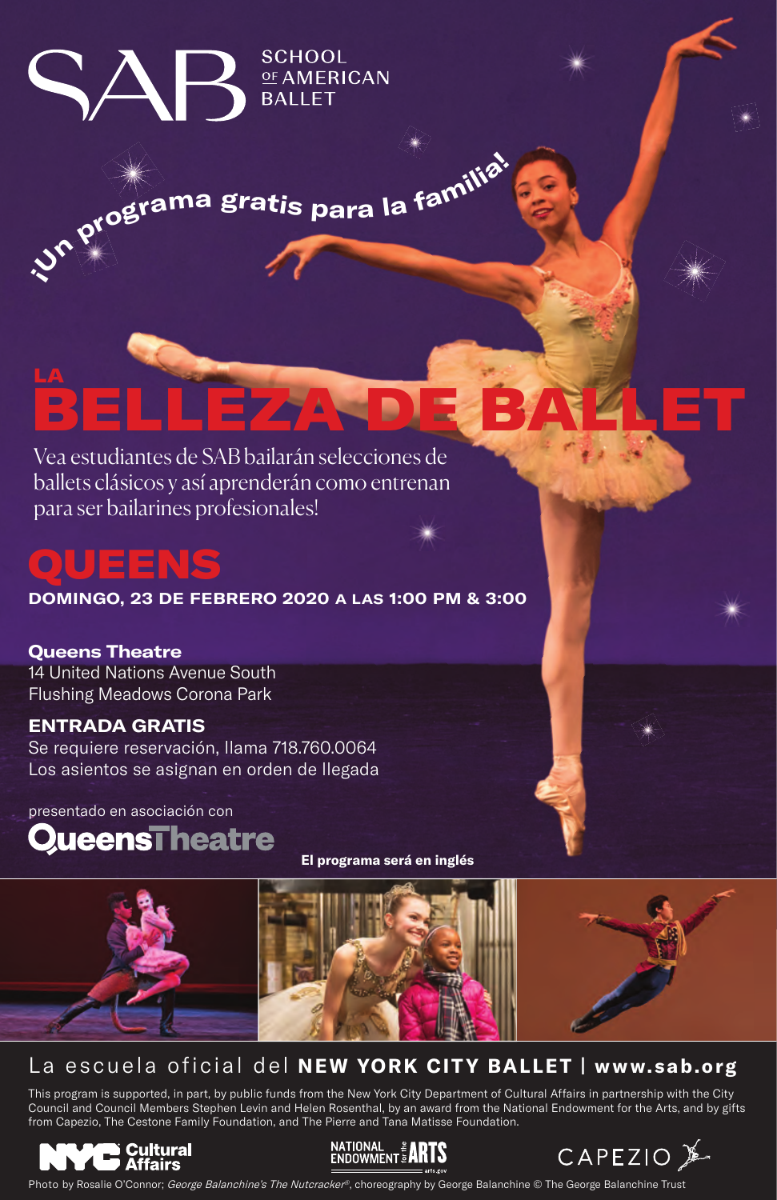SAB SCHOOL OF AMERICAN BALLET

¡Un programa gratis para la familia!

# LA BELLEZA DE BALLET

Vea estudiantes de SAB bailarán selecciones de ballets clásicos y así aprenderán como entrenan para ser bailarines profesionales!

## QUEENS

**DOMINGO, 23 DE FEBRERO 2020 A LAS 1:00 PM & 3:00**

**Queens Theatre**
14 United Nations Avenue South
Flushing Meadows Corona Park

**ENTRADA GRATIS**
Se requiere reservación, llama 718.760.0064
Los asientos se asignan en orden de llegada

presentado en asociación con
QueensTheatre

**El programa será en inglés**

La escuela oficial del **NEW YORK CITY BALLET | www.sab.org**

This program is supported, in part, by public funds from the New York City Department of Cultural Affairs in partnership with the City Council and Council Members Stephen Levin and Helen Rosenthal, by an award from the National Endowment for the Arts, and by gifts from Capezio, The Cestone Family Foundation, and The Pierre and Tana Matisse Foundation.

NYC Cultural Affairs | NATIONAL ENDOWMENT for the ARTS arts.gov | CAPEZIO

Photo by Rosalie O'Connor; *George Balanchine's The Nutcracker*®, choreography by George Balanchine © The George Balanchine Trust